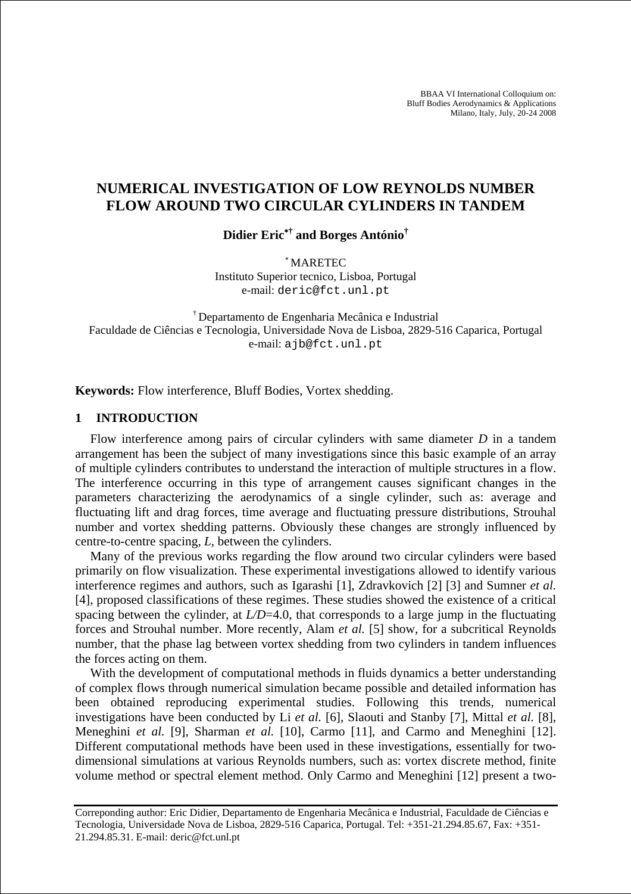BBAA VI International Colloquium on:
Bluff Bodies Aerodynamics & Applications
Milano, Italy, July, 20-24 2008

# NUMERICAL INVESTIGATION OF LOW REYNOLDS NUMBER FLOW AROUND TWO CIRCULAR CYLINDERS IN TANDEM

**Didier Eric[*†] and Borges António[†]**

[*] MARETEC
Instituto Superior tecnico, Lisboa, Portugal
e-mail: deric@fct.unl.pt

[†] Departamento de Engenharia Mecânica e Industrial
Faculdade de Ciências e Tecnologia, Universidade Nova de Lisboa, 2829-516 Caparica, Portugal
e-mail: ajb@fct.unl.pt

**Keywords:** Flow interference, Bluff Bodies, Vortex shedding.

## 1 INTRODUCTION

Flow interference among pairs of circular cylinders with same diameter $D$ in a tandem arrangement has been the subject of many investigations since this basic example of an array of multiple cylinders contributes to understand the interaction of multiple structures in a flow. The interference occurring in this type of arrangement causes significant changes in the parameters characterizing the aerodynamics of a single cylinder, such as: average and fluctuating lift and drag forces, time average and fluctuating pressure distributions, Strouhal number and vortex shedding patterns. Obviously these changes are strongly influenced by centre-to-centre spacing, $L$, between the cylinders.

Many of the previous works regarding the flow around two circular cylinders were based primarily on flow visualization. These experimental investigations allowed to identify various interference regimes and authors, such as Igarashi [1], Zdravkovich [2] [3] and Sumner *et al.* [4], proposed classifications of these regimes. These studies showed the existence of a critical spacing between the cylinder, at $L/D$=4.0, that corresponds to a large jump in the fluctuating forces and Strouhal number. More recently, Alam *et al.* [5] show, for a subcritical Reynolds number, that the phase lag between vortex shedding from two cylinders in tandem influences the forces acting on them.

With the development of computational methods in fluids dynamics a better understanding of complex flows through numerical simulation became possible and detailed information has been obtained reproducing experimental studies. Following this trends, numerical investigations have been conducted by Li *et al.* [6], Slaouti and Stanby [7], Mittal *et al.* [8], Meneghini *et al.* [9], Sharman *et al.* [10], Carmo [11], and Carmo and Meneghini [12]. Different computational methods have been used in these investigations, essentially for two-dimensional simulations at various Reynolds numbers, such as: vortex discrete method, finite volume method or spectral element method. Only Carmo and Meneghini [12] present a two-

Correponding author: Eric Didier, Departamento de Engenharia Mecânica e Industrial, Faculdade de Ciências e Tecnologia, Universidade Nova de Lisboa, 2829-516 Caparica, Portugal. Tel: +351-21.294.85.67, Fax: +351-21.294.85.31. E-mail: deric@fct.unl.pt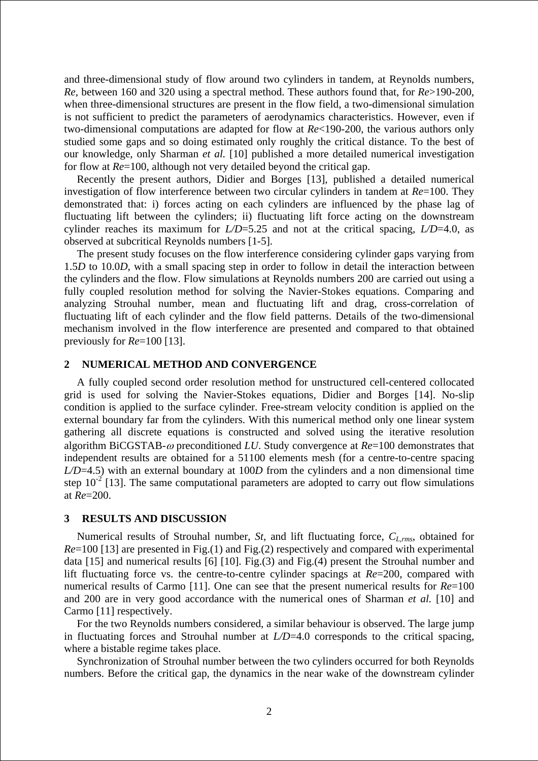and three-dimensional study of flow around two cylinders in tandem, at Reynolds numbers, *Re*, between 160 and 320 using a spectral method. These authors found that, for *Re*>190-200, when three-dimensional structures are present in the flow field, a two-dimensional simulation is not sufficient to predict the parameters of aerodynamics characteristics. However, even if two-dimensional computations are adapted for flow at *Re*<190-200, the various authors only studied some gaps and so doing estimated only roughly the critical distance. To the best of our knowledge, only Sharman *et al.* [10] published a more detailed numerical investigation for flow at *Re*=100, although not very detailed beyond the critical gap.

Recently the present authors, Didier and Borges [13], published a detailed numerical investigation of flow interference between two circular cylinders in tandem at *Re*=100. They demonstrated that: i) forces acting on each cylinders are influenced by the phase lag of fluctuating lift between the cylinders; ii) fluctuating lift force acting on the downstream cylinder reaches its maximum for *L/D*=5.25 and not at the critical spacing, *L/D*=4.0, as observed at subcritical Reynolds numbers [1-5].

The present study focuses on the flow interference considering cylinder gaps varying from 1.5*D* to 10.0*D*, with a small spacing step in order to follow in detail the interaction between the cylinders and the flow. Flow simulations at Reynolds numbers 200 are carried out using a fully coupled resolution method for solving the Navier-Stokes equations. Comparing and analyzing Strouhal number, mean and fluctuating lift and drag, cross-correlation of fluctuating lift of each cylinder and the flow field patterns. Details of the two-dimensional mechanism involved in the flow interference are presented and compared to that obtained previously for *Re*=100 [13].

## 2 NUMERICAL METHOD AND CONVERGENCE

A fully coupled second order resolution method for unstructured cell-centered collocated grid is used for solving the Navier-Stokes equations, Didier and Borges [14]. No-slip condition is applied to the surface cylinder. Free-stream velocity condition is applied on the external boundary far from the cylinders. With this numerical method only one linear system gathering all discrete equations is constructed and solved using the iterative resolution algorithm BiCGSTAB-$\omega$ preconditioned *LU*. Study convergence at *Re*=100 demonstrates that independent results are obtained for a 51100 elements mesh (for a centre-to-centre spacing *L/D*=4.5) with an external boundary at 100*D* from the cylinders and a non dimensional time step $10^{-2}$ [13]. The same computational parameters are adopted to carry out flow simulations at *Re*=200.

## 3 RESULTS AND DISCUSSION

Numerical results of Strouhal number, *St*, and lift fluctuating force, $C_{L,rms}$, obtained for *Re*=100 [13] are presented in Fig.(1) and Fig.(2) respectively and compared with experimental data [15] and numerical results [6] [10]. Fig.(3) and Fig.(4) present the Strouhal number and lift fluctuating force vs. the centre-to-centre cylinder spacings at *Re*=200, compared with numerical results of Carmo [11]. One can see that the present numerical results for *Re*=100 and 200 are in very good accordance with the numerical ones of Sharman *et al.* [10] and Carmo [11] respectively.

For the two Reynolds numbers considered, a similar behaviour is observed. The large jump in fluctuating forces and Strouhal number at *L/D*=4.0 corresponds to the critical spacing, where a bistable regime takes place.

Synchronization of Strouhal number between the two cylinders occurred for both Reynolds numbers. Before the critical gap, the dynamics in the near wake of the downstream cylinder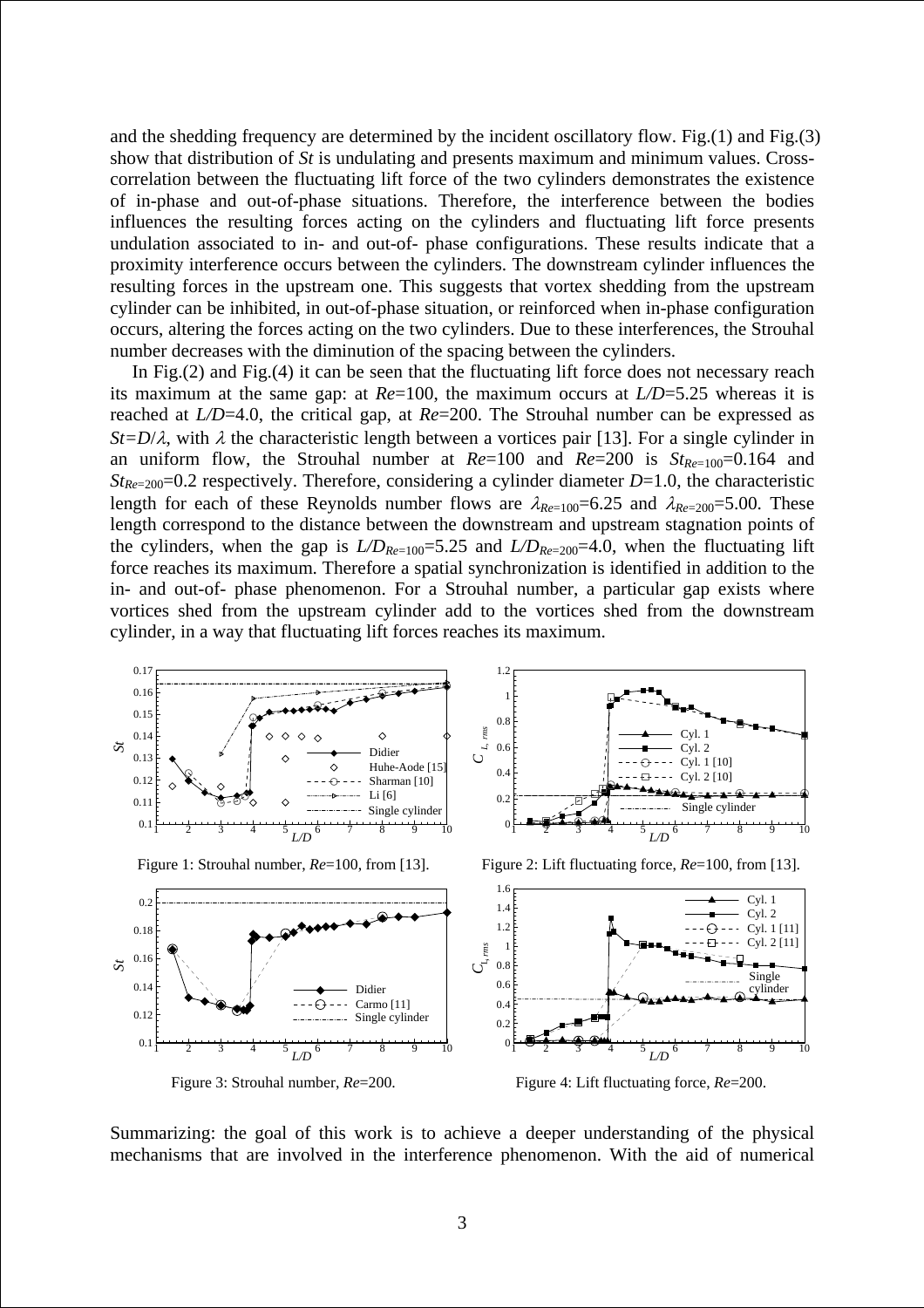and the shedding frequency are determined by the incident oscillatory flow. Fig.(1) and Fig.(3) show that distribution of *St* is undulating and presents maximum and minimum values. Cross-correlation between the fluctuating lift force of the two cylinders demonstrates the existence of in-phase and out-of-phase situations. Therefore, the interference between the bodies influences the resulting forces acting on the cylinders and fluctuating lift force presents undulation associated to in- and out-of- phase configurations. These results indicate that a proximity interference occurs between the cylinders. The downstream cylinder influences the resulting forces in the upstream one. This suggests that vortex shedding from the upstream cylinder can be inhibited, in out-of-phase situation, or reinforced when in-phase configuration occurs, altering the forces acting on the two cylinders. Due to these interferences, the Strouhal number decreases with the diminution of the spacing between the cylinders.

In Fig.(2) and Fig.(4) it can be seen that the fluctuating lift force does not necessary reach its maximum at the same gap: at $Re$=100, the maximum occurs at $L/D$=5.25 whereas it is reached at $L/D$=4.0, the critical gap, at $Re$=200. The Strouhal number can be expressed as $St=D/\lambda$, with $\lambda$ the characteristic length between a vortices pair [13]. For a single cylinder in an uniform flow, the Strouhal number at $Re$=100 and $Re$=200 is $St_{Re=100}$=0.164 and $St_{Re=200}$=0.2 respectively. Therefore, considering a cylinder diameter $D$=1.0, the characteristic length for each of these Reynolds number flows are $\lambda_{Re=100}$=6.25 and $\lambda_{Re=200}$=5.00. These length correspond to the distance between the downstream and upstream stagnation points of the cylinders, when the gap is $L/D_{Re=100}$=5.25 and $L/D_{Re=200}$=4.0, when the fluctuating lift force reaches its maximum. Therefore a spatial synchronization is identified in addition to the in- and out-of- phase phenomenon. For a Strouhal number, a particular gap exists where vortices shed from the upstream cylinder add to the vortices shed from the downstream cylinder, in a way that fluctuating lift forces reaches its maximum.

Figure 1: Strouhal number, $Re$=100, from [13].

Figure 2: Lift fluctuating force, $Re$=100, from [13].

Figure 3: Strouhal number, $Re$=200.

Figure 4: Lift fluctuating force, $Re$=200.

Summarizing: the goal of this work is to achieve a deeper understanding of the physical mechanisms that are involved in the interference phenomenon. With the aid of numerical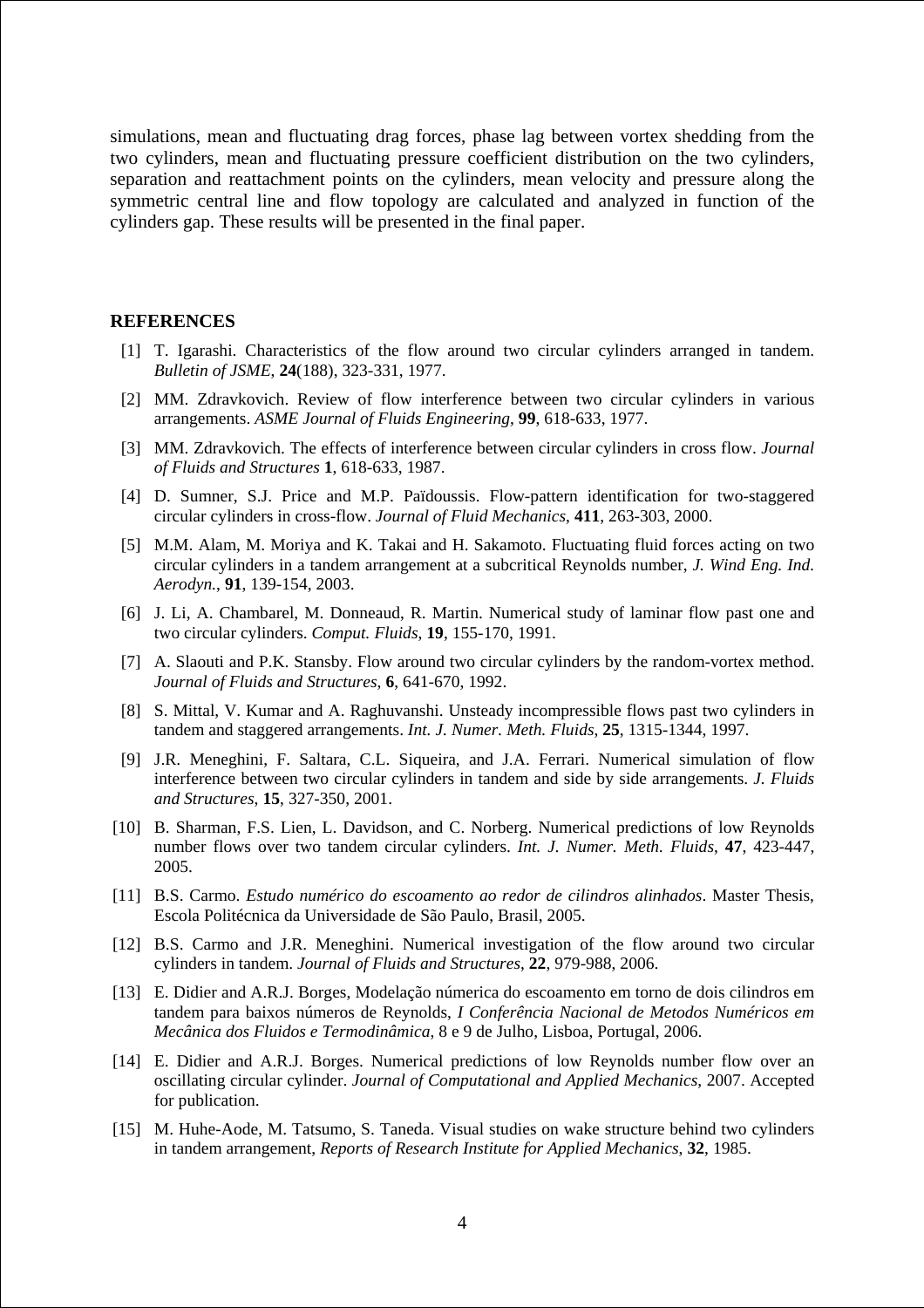simulations, mean and fluctuating drag forces, phase lag between vortex shedding from the two cylinders, mean and fluctuating pressure coefficient distribution on the two cylinders, separation and reattachment points on the cylinders, mean velocity and pressure along the symmetric central line and flow topology are calculated and analyzed in function of the cylinders gap. These results will be presented in the final paper.

## REFERENCES

[1] T. Igarashi. Characteristics of the flow around two circular cylinders arranged in tandem. *Bulletin of JSME*, **24**(188), 323-331, 1977.

[2] MM. Zdravkovich. Review of flow interference between two circular cylinders in various arrangements. *ASME Journal of Fluids Engineering*, **99**, 618-633, 1977.

[3] MM. Zdravkovich. The effects of interference between circular cylinders in cross flow. *Journal of Fluids and Structures* **1**, 618-633, 1987.

[4] D. Sumner, S.J. Price and M.P. Païdoussis. Flow-pattern identification for two-staggered circular cylinders in cross-flow. *Journal of Fluid Mechanics*, **411**, 263-303, 2000.

[5] M.M. Alam, M. Moriya and K. Takai and H. Sakamoto. Fluctuating fluid forces acting on two circular cylinders in a tandem arrangement at a subcritical Reynolds number, *J. Wind Eng. Ind. Aerodyn.*, **91**, 139-154, 2003.

[6] J. Li, A. Chambarel, M. Donneaud, R. Martin. Numerical study of laminar flow past one and two circular cylinders. *Comput. Fluids*, **19**, 155-170, 1991.

[7] A. Slaouti and P.K. Stansby. Flow around two circular cylinders by the random-vortex method. *Journal of Fluids and Structures*, **6**, 641-670, 1992.

[8] S. Mittal, V. Kumar and A. Raghuvanshi. Unsteady incompressible flows past two cylinders in tandem and staggered arrangements. *Int. J. Numer. Meth. Fluids*, **25**, 1315-1344, 1997.

[9] J.R. Meneghini, F. Saltara, C.L. Siqueira, and J.A. Ferrari. Numerical simulation of flow interference between two circular cylinders in tandem and side by side arrangements. *J. Fluids and Structures*, **15**, 327-350, 2001.

[10] B. Sharman, F.S. Lien, L. Davidson, and C. Norberg. Numerical predictions of low Reynolds number flows over two tandem circular cylinders. *Int. J. Numer. Meth. Fluids*, **47**, 423-447, 2005.

[11] B.S. Carmo. *Estudo numérico do escoamento ao redor de cilindros alinhados*. Master Thesis, Escola Politécnica da Universidade de São Paulo, Brasil, 2005.

[12] B.S. Carmo and J.R. Meneghini. Numerical investigation of the flow around two circular cylinders in tandem. *Journal of Fluids and Structures*, **22**, 979-988, 2006.

[13] E. Didier and A.R.J. Borges, Modelação númerica do escoamento em torno de dois cilindros em tandem para baixos números de Reynolds, *I Conferência Nacional de Metodos Numéricos em Mecânica dos Fluidos e Termodinâmica*, 8 e 9 de Julho, Lisboa, Portugal, 2006.

[14] E. Didier and A.R.J. Borges. Numerical predictions of low Reynolds number flow over an oscillating circular cylinder. *Journal of Computational and Applied Mechanics*, 2007. Accepted for publication.

[15] M. Huhe-Aode, M. Tatsumo, S. Taneda. Visual studies on wake structure behind two cylinders in tandem arrangement, *Reports of Research Institute for Applied Mechanics*, **32**, 1985.